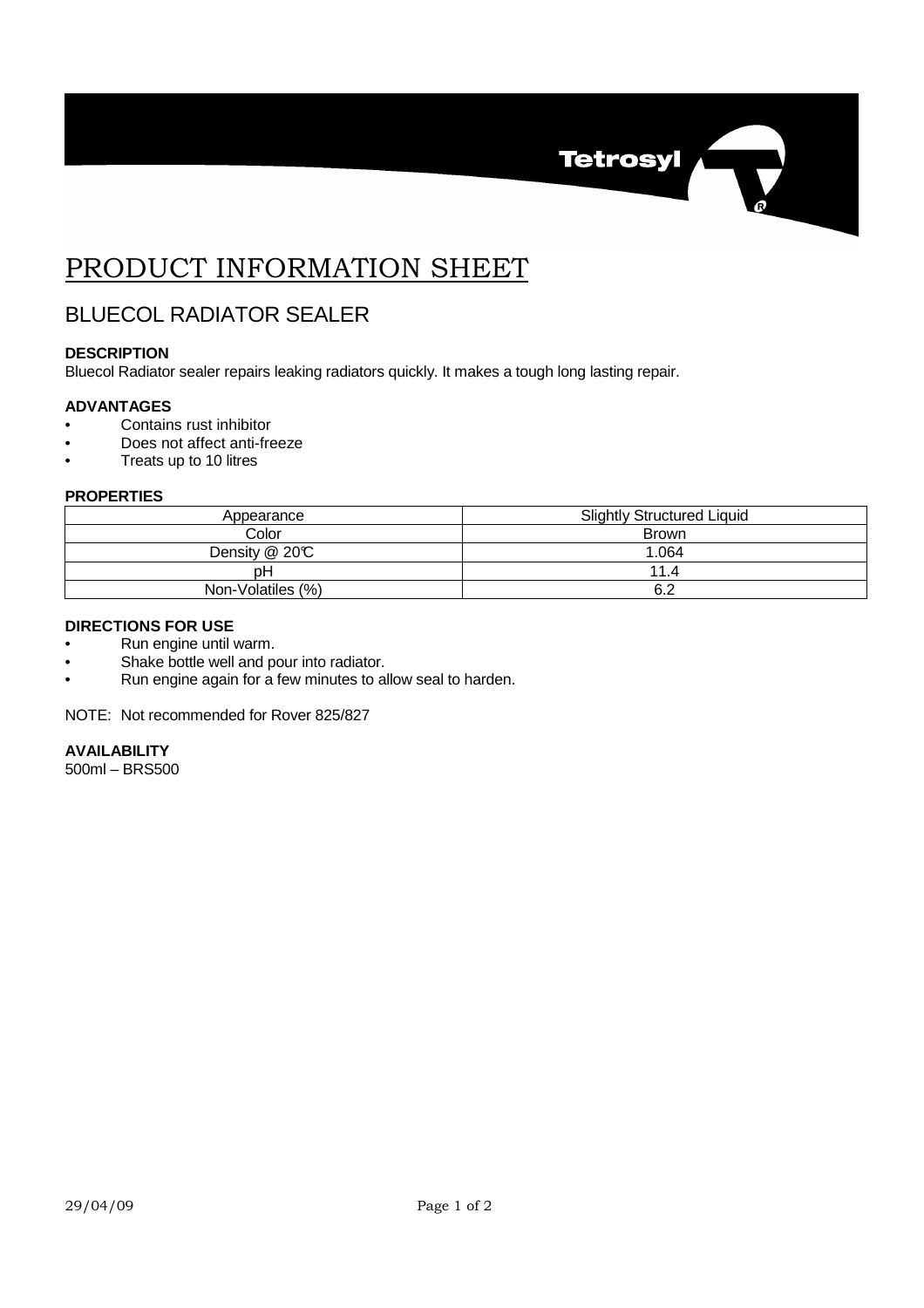# PRODUCT INFORMATION SHEET

## BLUECOL RADIATOR SEALER

**DESCRIPTION**

Bluecol Radiator sealer repairs leaking radiators quickly. It makes a tough long lasting repair.

**ADVANTAGES**

- Contains rust inhibitor
- Does not affect anti-freeze
- Treats up to 10 litres

**PROPERTIES**

| Appearance | Slightly Structured Liquid |
|---|---|
| Color | Brown |
| Density @ 20℃ | 1.064 |
| pH | 11.4 |
| Non-Volatiles (%) | 6.2 |

**DIRECTIONS FOR USE**

- Run engine until warm.
- Shake bottle well and pour into radiator.
- Run engine again for a few minutes to allow seal to harden.

NOTE: Not recommended for Rover 825/827

**AVAILABILITY**

500ml – BRS500

29/04/09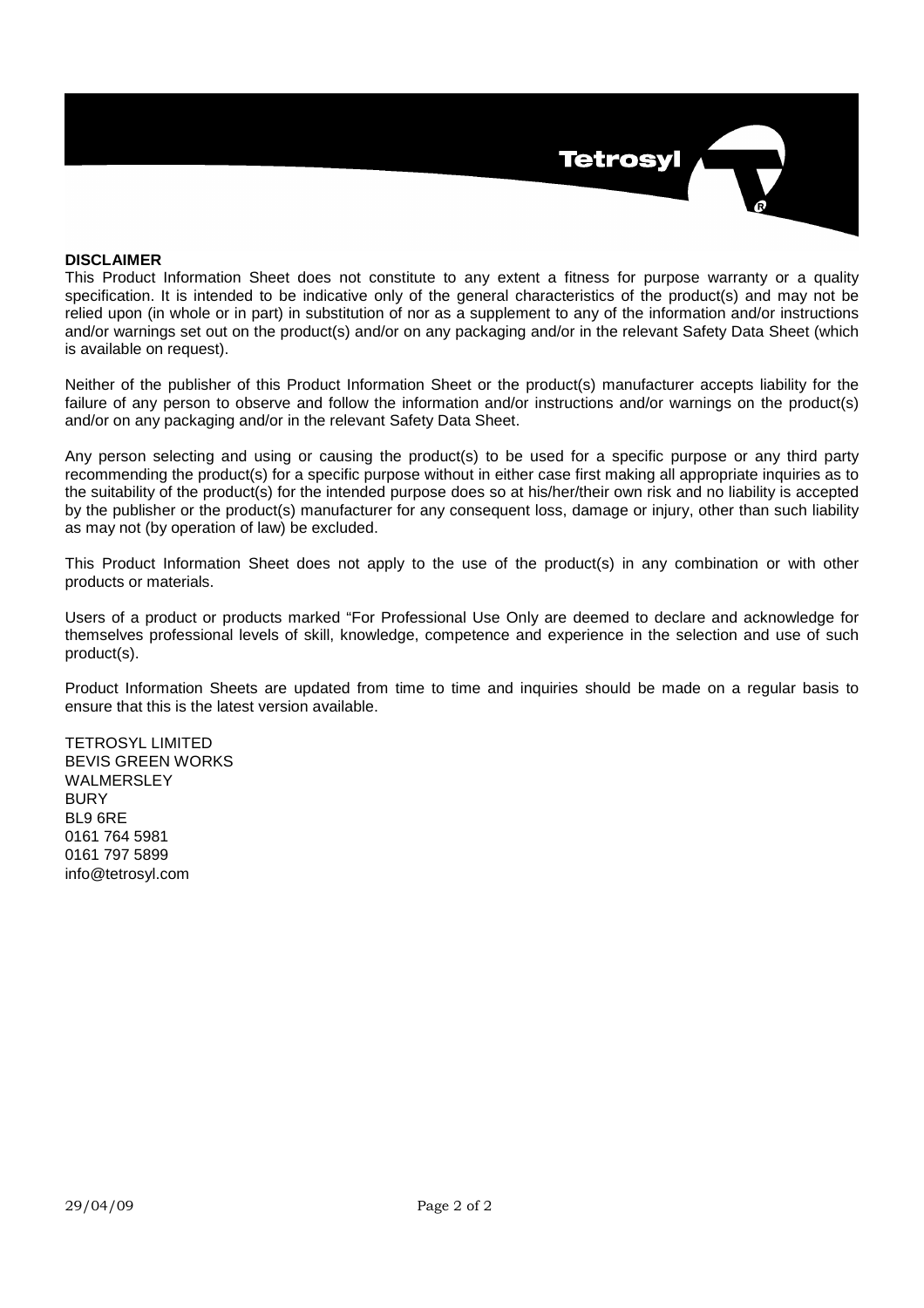**DISCLAIMER**

This Product Information Sheet does not constitute to any extent a fitness for purpose warranty or a quality specification. It is intended to be indicative only of the general characteristics of the product(s) and may not be relied upon (in whole or in part) in substitution of nor as a supplement to any of the information and/or instructions and/or warnings set out on the product(s) and/or on any packaging and/or in the relevant Safety Data Sheet (which is available on request).

Neither of the publisher of this Product Information Sheet or the product(s) manufacturer accepts liability for the failure of any person to observe and follow the information and/or instructions and/or warnings on the product(s) and/or on any packaging and/or in the relevant Safety Data Sheet.

Any person selecting and using or causing the product(s) to be used for a specific purpose or any third party recommending the product(s) for a specific purpose without in either case first making all appropriate inquiries as to the suitability of the product(s) for the intended purpose does so at his/her/their own risk and no liability is accepted by the publisher or the product(s) manufacturer for any consequent loss, damage or injury, other than such liability as may not (by operation of law) be excluded.

This Product Information Sheet does not apply to the use of the product(s) in any combination or with other products or materials.

Users of a product or products marked "For Professional Use Only are deemed to declare and acknowledge for themselves professional levels of skill, knowledge, competence and experience in the selection and use of such product(s).

Product Information Sheets are updated from time to time and inquiries should be made on a regular basis to ensure that this is the latest version available.

TETROSYL LIMITED
BEVIS GREEN WORKS
WALMERSLEY
BURY
BL9 6RE
0161 764 5981
0161 797 5899
info@tetrosyl.com

29/04/09